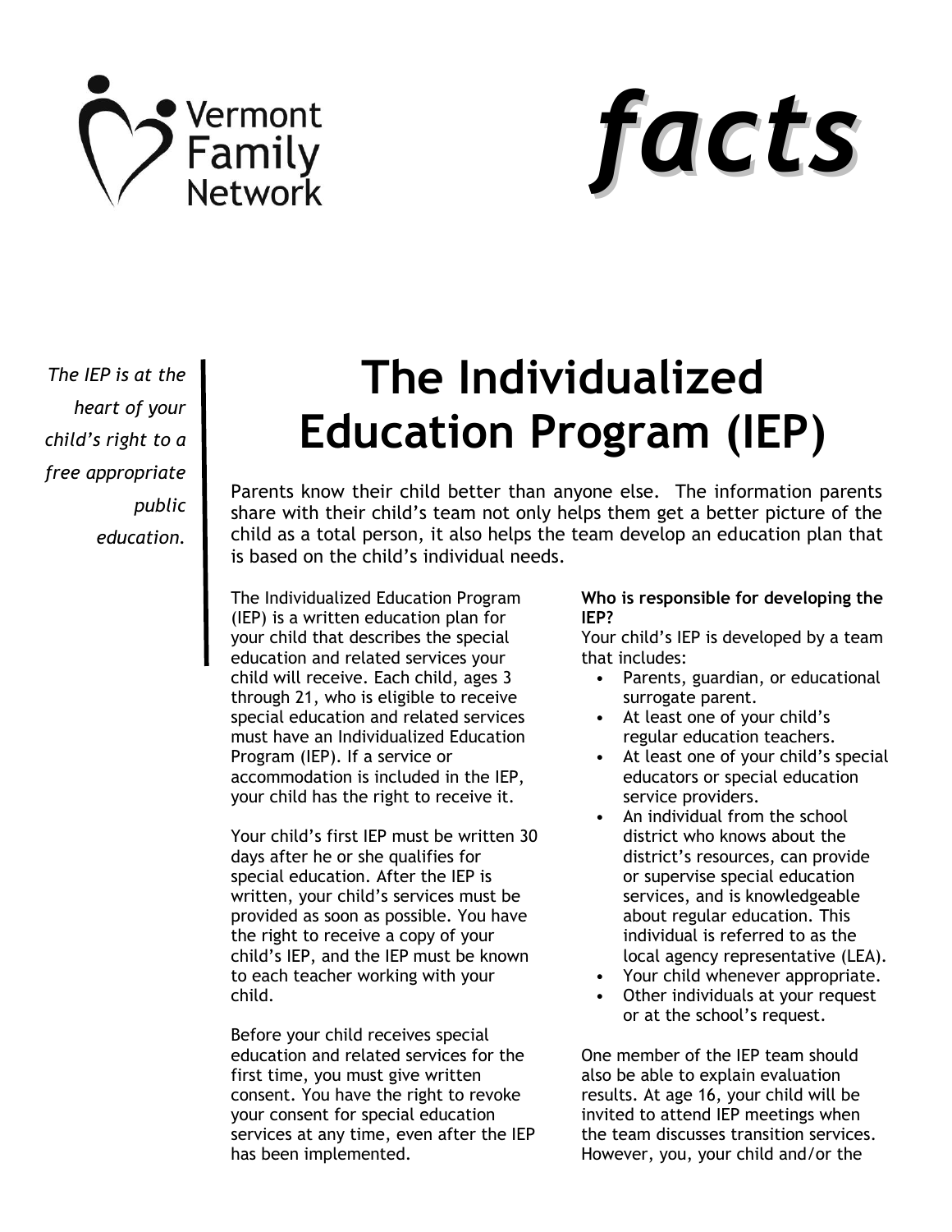Vermont Family Network

*facts*

*The IEP is at the heart of your child's right to a free appropriate public education.*

# The Individualized Education Program (IEP)

Parents know their child better than anyone else. The information parents share with their child's team not only helps them get a better picture of the child as a total person, it also helps the team develop an education plan that is based on the child's individual needs.

The Individualized Education Program (IEP) is a written education plan for your child that describes the special education and related services your child will receive. Each child, ages 3 through 21, who is eligible to receive special education and related services must have an Individualized Education Program (IEP). If a service or accommodation is included in the IEP, your child has the right to receive it.

Your child's first IEP must be written 30 days after he or she qualifies for special education. After the IEP is written, your child's services must be provided as soon as possible. You have the right to receive a copy of your child's IEP, and the IEP must be known to each teacher working with your child.

Before your child receives special education and related services for the first time, you must give written consent. You have the right to revoke your consent for special education services at any time, even after the IEP has been implemented.

**Who is responsible for developing the IEP?**

Your child's IEP is developed by a team that includes:

- Parents, guardian, or educational surrogate parent.
- At least one of your child's regular education teachers.
- At least one of your child's special educators or special education service providers.
- An individual from the school district who knows about the district's resources, can provide or supervise special education services, and is knowledgeable about regular education. This individual is referred to as the local agency representative (LEA).
- Your child whenever appropriate.
- Other individuals at your request or at the school's request.

One member of the IEP team should also be able to explain evaluation results. At age 16, your child will be invited to attend IEP meetings when the team discusses transition services. However, you, your child and/or the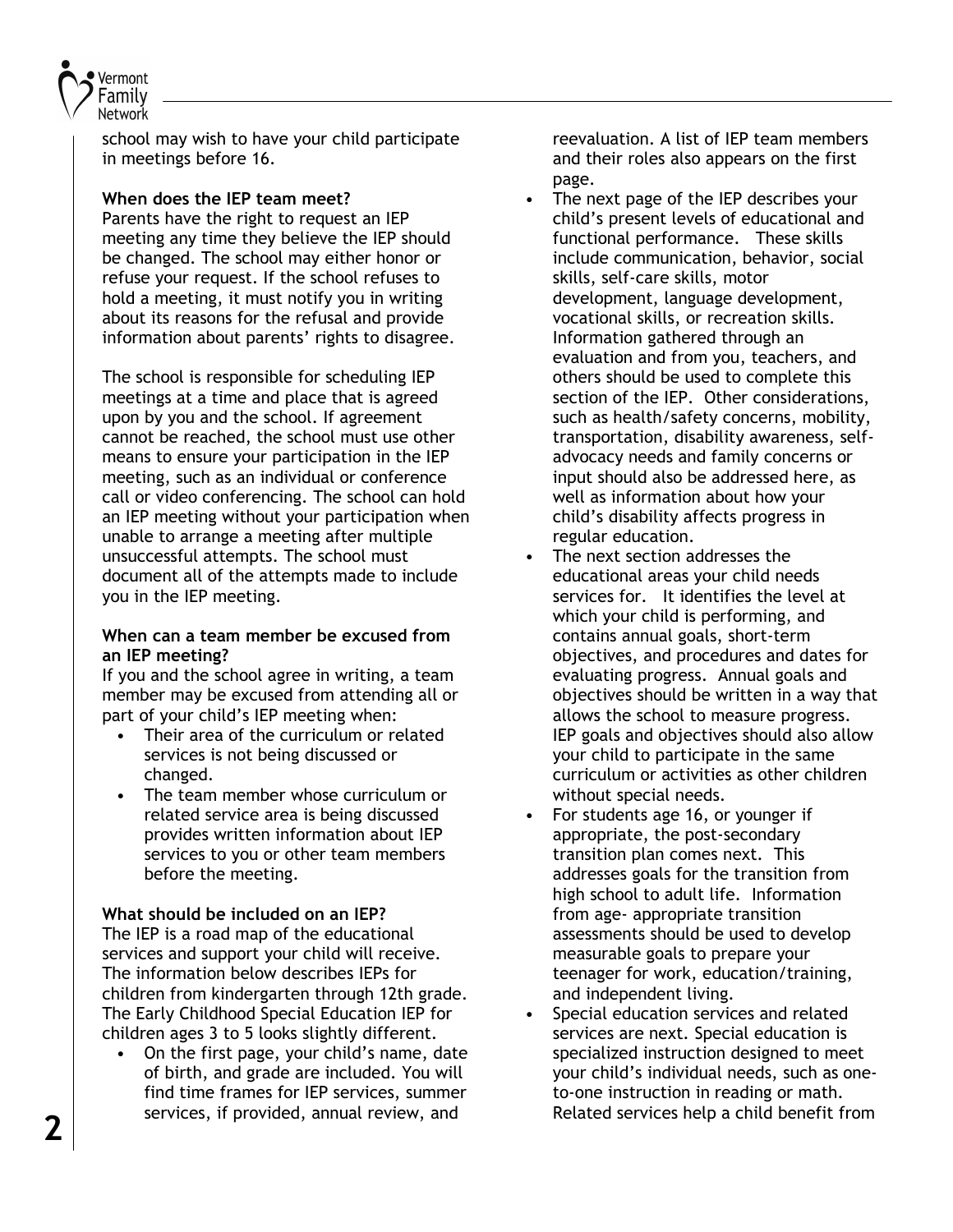school may wish to have your child participate in meetings before 16.

**When does the IEP team meet?**

Parents have the right to request an IEP meeting any time they believe the IEP should be changed. The school may either honor or refuse your request. If the school refuses to hold a meeting, it must notify you in writing about its reasons for the refusal and provide information about parents' rights to disagree.

The school is responsible for scheduling IEP meetings at a time and place that is agreed upon by you and the school. If agreement cannot be reached, the school must use other means to ensure your participation in the IEP meeting, such as an individual or conference call or video conferencing. The school can hold an IEP meeting without your participation when unable to arrange a meeting after multiple unsuccessful attempts. The school must document all of the attempts made to include you in the IEP meeting.

**When can a team member be excused from an IEP meeting?**

If you and the school agree in writing, a team member may be excused from attending all or part of your child's IEP meeting when:

- Their area of the curriculum or related services is not being discussed or changed.
- The team member whose curriculum or related service area is being discussed provides written information about IEP services to you or other team members before the meeting.

**What should be included on an IEP?**

The IEP is a road map of the educational services and support your child will receive. The information below describes IEPs for children from kindergarten through 12th grade. The Early Childhood Special Education IEP for children ages 3 to 5 looks slightly different.

- On the first page, your child's name, date of birth, and grade are included. You will find time frames for IEP services, summer services, if provided, annual review, and reevaluation. A list of IEP team members and their roles also appears on the first page.
- The next page of the IEP describes your child's present levels of educational and functional performance. These skills include communication, behavior, social skills, self-care skills, motor development, language development, vocational skills, or recreation skills. Information gathered through an evaluation and from you, teachers, and others should be used to complete this section of the IEP. Other considerations, such as health/safety concerns, mobility, transportation, disability awareness, self-advocacy needs and family concerns or input should also be addressed here, as well as information about how your child's disability affects progress in regular education.
- The next section addresses the educational areas your child needs services for. It identifies the level at which your child is performing, and contains annual goals, short-term objectives, and procedures and dates for evaluating progress. Annual goals and objectives should be written in a way that allows the school to measure progress. IEP goals and objectives should also allow your child to participate in the same curriculum or activities as other children without special needs.
- For students age 16, or younger if appropriate, the post-secondary transition plan comes next. This addresses goals for the transition from high school to adult life. Information from age- appropriate transition assessments should be used to develop measurable goals to prepare your teenager for work, education/training, and independent living.
- Special education services and related services are next. Special education is specialized instruction designed to meet your child's individual needs, such as one-to-one instruction in reading or math. Related services help a child benefit from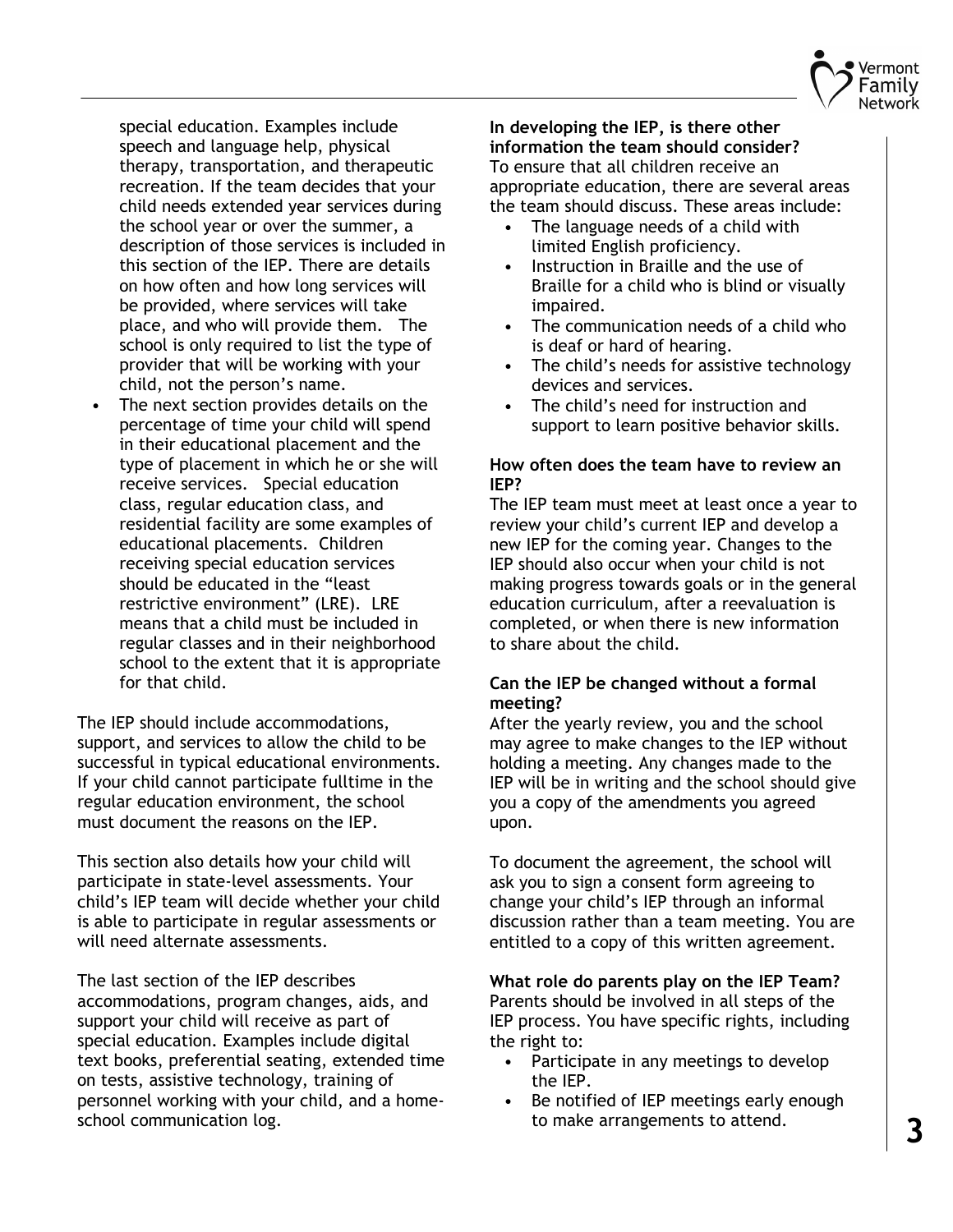special education. Examples include speech and language help, physical therapy, transportation, and therapeutic recreation. If the team decides that your child needs extended year services during the school year or over the summer, a description of those services is included in this section of the IEP. There are details on how often and how long services will be provided, where services will take place, and who will provide them. The school is only required to list the type of provider that will be working with your child, not the person's name.

- The next section provides details on the percentage of time your child will spend in their educational placement and the type of placement in which he or she will receive services. Special education class, regular education class, and residential facility are some examples of educational placements. Children receiving special education services should be educated in the "least restrictive environment" (LRE). LRE means that a child must be included in regular classes and in their neighborhood school to the extent that it is appropriate for that child.

The IEP should include accommodations, support, and services to allow the child to be successful in typical educational environments. If your child cannot participate fulltime in the regular education environment, the school must document the reasons on the IEP.

This section also details how your child will participate in state-level assessments. Your child's IEP team will decide whether your child is able to participate in regular assessments or will need alternate assessments.

The last section of the IEP describes accommodations, program changes, aids, and support your child will receive as part of special education. Examples include digital text books, preferential seating, extended time on tests, assistive technology, training of personnel working with your child, and a home-school communication log.

**In developing the IEP, is there other information the team should consider?**
To ensure that all children receive an appropriate education, there are several areas the team should discuss. These areas include:

- The language needs of a child with limited English proficiency.
- Instruction in Braille and the use of Braille for a child who is blind or visually impaired.
- The communication needs of a child who is deaf or hard of hearing.
- The child's needs for assistive technology devices and services.
- The child's need for instruction and support to learn positive behavior skills.

**How often does the team have to review an IEP?**
The IEP team must meet at least once a year to review your child's current IEP and develop a new IEP for the coming year. Changes to the IEP should also occur when your child is not making progress towards goals or in the general education curriculum, after a reevaluation is completed, or when there is new information to share about the child.

**Can the IEP be changed without a formal meeting?**
After the yearly review, you and the school may agree to make changes to the IEP without holding a meeting. Any changes made to the IEP will be in writing and the school should give you a copy of the amendments you agreed upon.

To document the agreement, the school will ask you to sign a consent form agreeing to change your child's IEP through an informal discussion rather than a team meeting. You are entitled to a copy of this written agreement.

**What role do parents play on the IEP Team?**
Parents should be involved in all steps of the IEP process. You have specific rights, including the right to:

- Participate in any meetings to develop the IEP.
- Be notified of IEP meetings early enough to make arrangements to attend.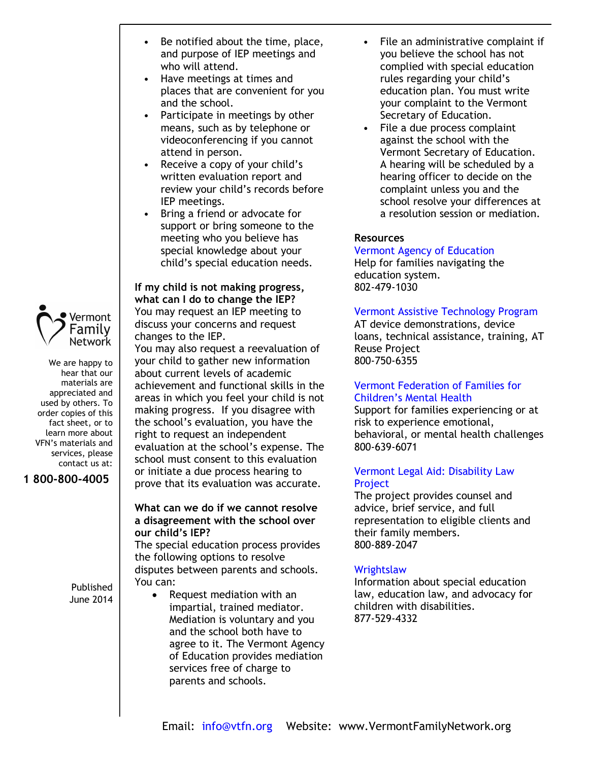- Be notified about the time, place, and purpose of IEP meetings and who will attend.
- Have meetings at times and places that are convenient for you and the school.
- Participate in meetings by other means, such as by telephone or videoconferencing if you cannot attend in person.
- Receive a copy of your child's written evaluation report and review your child's records before IEP meetings.
- Bring a friend or advocate for support or bring someone to the meeting who you believe has special knowledge about your child's special education needs.

**If my child is not making progress, what can I do to change the IEP?**

You may request an IEP meeting to discuss your concerns and request changes to the IEP.

You may also request a reevaluation of your child to gather new information about current levels of academic achievement and functional skills in the areas in which you feel your child is not making progress. If you disagree with the school's evaluation, you have the right to request an independent evaluation at the school's expense. The school must consent to this evaluation or initiate a due process hearing to prove that its evaluation was accurate.

**What can we do if we cannot resolve a disagreement with the school over our child's IEP?**

The special education process provides the following options to resolve disputes between parents and schools. You can:

- Request mediation with an impartial, trained mediator. Mediation is voluntary and you and the school both have to agree to it. The Vermont Agency of Education provides mediation services free of charge to parents and schools.
- File an administrative complaint if you believe the school has not complied with special education rules regarding your child's education plan. You must write your complaint to the Vermont Secretary of Education.
- File a due process complaint against the school with the Vermont Secretary of Education. A hearing will be scheduled by a hearing officer to decide on the complaint unless you and the school resolve your differences at a resolution session or mediation.

**Resources**

Vermont Agency of Education
Help for families navigating the education system.
802-479-1030

Vermont Assistive Technology Program
AT device demonstrations, device loans, technical assistance, training, AT Reuse Project
800-750-6355

Vermont Federation of Families for Children's Mental Health
Support for families experiencing or at risk to experience emotional, behavioral, or mental health challenges
800-639-6071

Vermont Legal Aid: Disability Law Project
The project provides counsel and advice, brief service, and full representation to eligible clients and their family members.
800-889-2047

Wrightslaw
Information about special education law, education law, and advocacy for children with disabilities.
877-529-4332

Vermont Family Network

We are happy to hear that our materials are appreciated and used by others. To order copies of this fact sheet, or to learn more about VFN's materials and services, please contact us at:

**1 800-800-4005**

Published June 2014

Email: info@vtfn.org Website: www.VermontFamilyNetwork.org